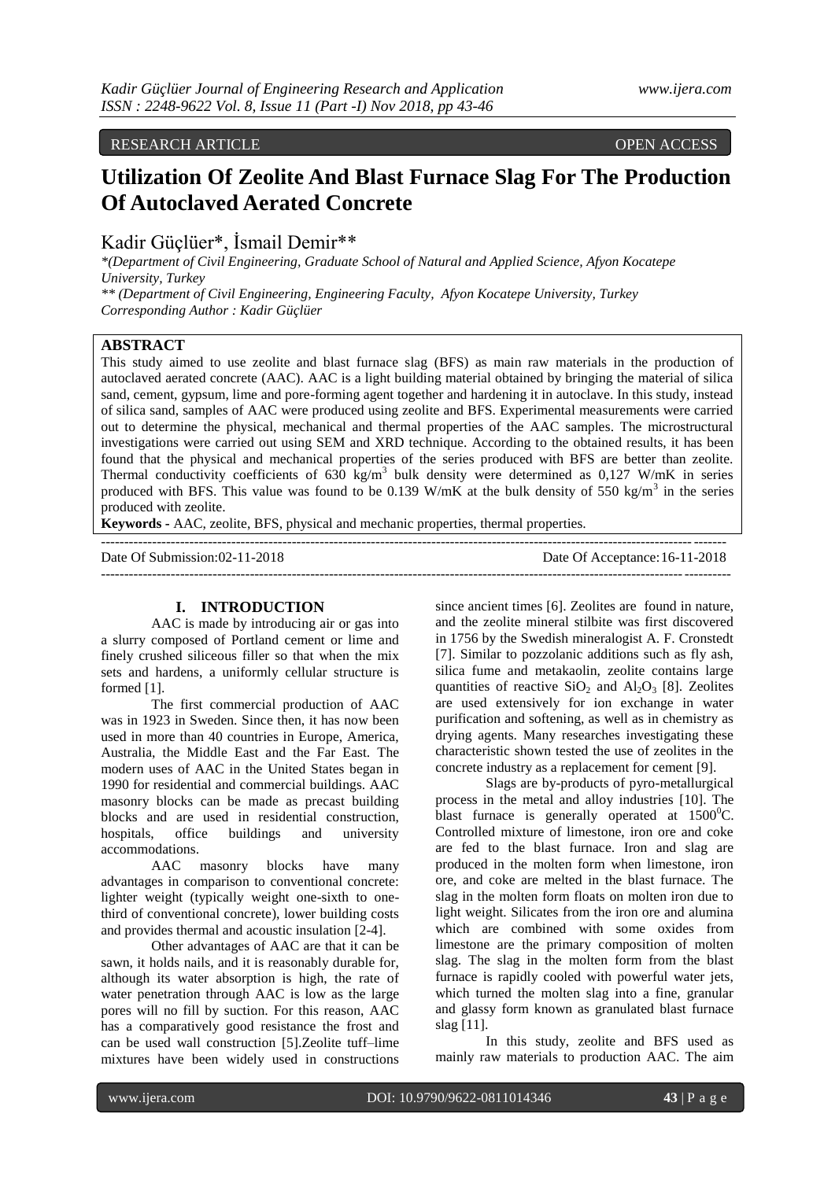RESEARCH ARTICLE OPEN ACCESS

# Utilization Of Zeolite And Blast Furnace Slag For The Production Of Autoclaved Aerated Concrete

Kadir Güçlüer*, İsmail Demir**

*(Department of Civil Engineering, Graduate School of Natural and Applied Science, Afyon Kocatepe University, Turkey

** (Department of Civil Engineering, Engineering Faculty, Afyon Kocatepe University, Turkey

Corresponding Author : Kadir Güçlüer

## ABSTRACT

This study aimed to use zeolite and blast furnace slag (BFS) as main raw materials in the production of autoclaved aerated concrete (AAC). AAC is a light building material obtained by bringing the material of silica sand, cement, gypsum, lime and pore-forming agent together and hardening it in autoclave. In this study, instead of silica sand, samples of AAC were produced using zeolite and BFS. Experimental measurements were carried out to determine the physical, mechanical and thermal properties of the AAC samples. The microstructural investigations were carried out using SEM and XRD technique. According to the obtained results, it has been found that the physical and mechanical properties of the series produced with BFS are better than zeolite. Thermal conductivity coefficients of 630 $kg/m^3$ bulk density were determined as 0,127 W/mK in series produced with BFS. This value was found to be 0.139 W/mK at the bulk density of 550 $kg/m^3$ in the series produced with zeolite.

**Keywords -** AAC, zeolite, BFS, physical and mechanic properties, thermal properties.

---

Date Of Submission:02-11-2018 Date Of Acceptance:16-11-2018

---

## I. INTRODUCTION

AAC is made by introducing air or gas into a slurry composed of Portland cement or lime and finely crushed siliceous filler so that when the mix sets and hardens, a uniformly cellular structure is formed [1].

The first commercial production of AAC was in 1923 in Sweden. Since then, it has now been used in more than 40 countries in Europe, America, Australia, the Middle East and the Far East. The modern uses of AAC in the United States began in 1990 for residential and commercial buildings. AAC masonry blocks can be made as precast building blocks and are used in residential construction, hospitals, office buildings and university accommodations.

AAC masonry blocks have many advantages in comparison to conventional concrete: lighter weight (typically weight one-sixth to one-third of conventional concrete), lower building costs and provides thermal and acoustic insulation [2-4].

Other advantages of AAC are that it can be sawn, it holds nails, and it is reasonably durable for, although its water absorption is high, the rate of water penetration through AAC is low as the large pores will no fill by suction. For this reason, AAC has a comparatively good resistance the frost and can be used wall construction [5].Zeolite tuff–lime mixtures have been widely used in constructions since ancient times [6]. Zeolites are found in nature, and the zeolite mineral stilbite was first discovered in 1756 by the Swedish mineralogist A. F. Cronstedt [7]. Similar to pozzolanic additions such as fly ash, silica fume and metakaolin, zeolite contains large quantities of reactive $SiO_2$ and $Al_2O_3$ [8]. Zeolites are used extensively for ion exchange in water purification and softening, as well as in chemistry as drying agents. Many researches investigating these characteristic shown tested the use of zeolites in the concrete industry as a replacement for cement [9].

Slags are by-products of pyro-metallurgical process in the metal and alloy industries [10]. The blast furnace is generally operated at $1500^0$C. Controlled mixture of limestone, iron ore and coke are fed to the blast furnace. Iron and slag are produced in the molten form when limestone, iron ore, and coke are melted in the blast furnace. The slag in the molten form floats on molten iron due to light weight. Silicates from the iron ore and alumina which are combined with some oxides from limestone are the primary composition of molten slag. The slag in the molten form from the blast furnace is rapidly cooled with powerful water jets, which turned the molten slag into a fine, granular and glassy form known as granulated blast furnace slag [11].

In this study, zeolite and BFS used as mainly raw materials to production AAC. The aim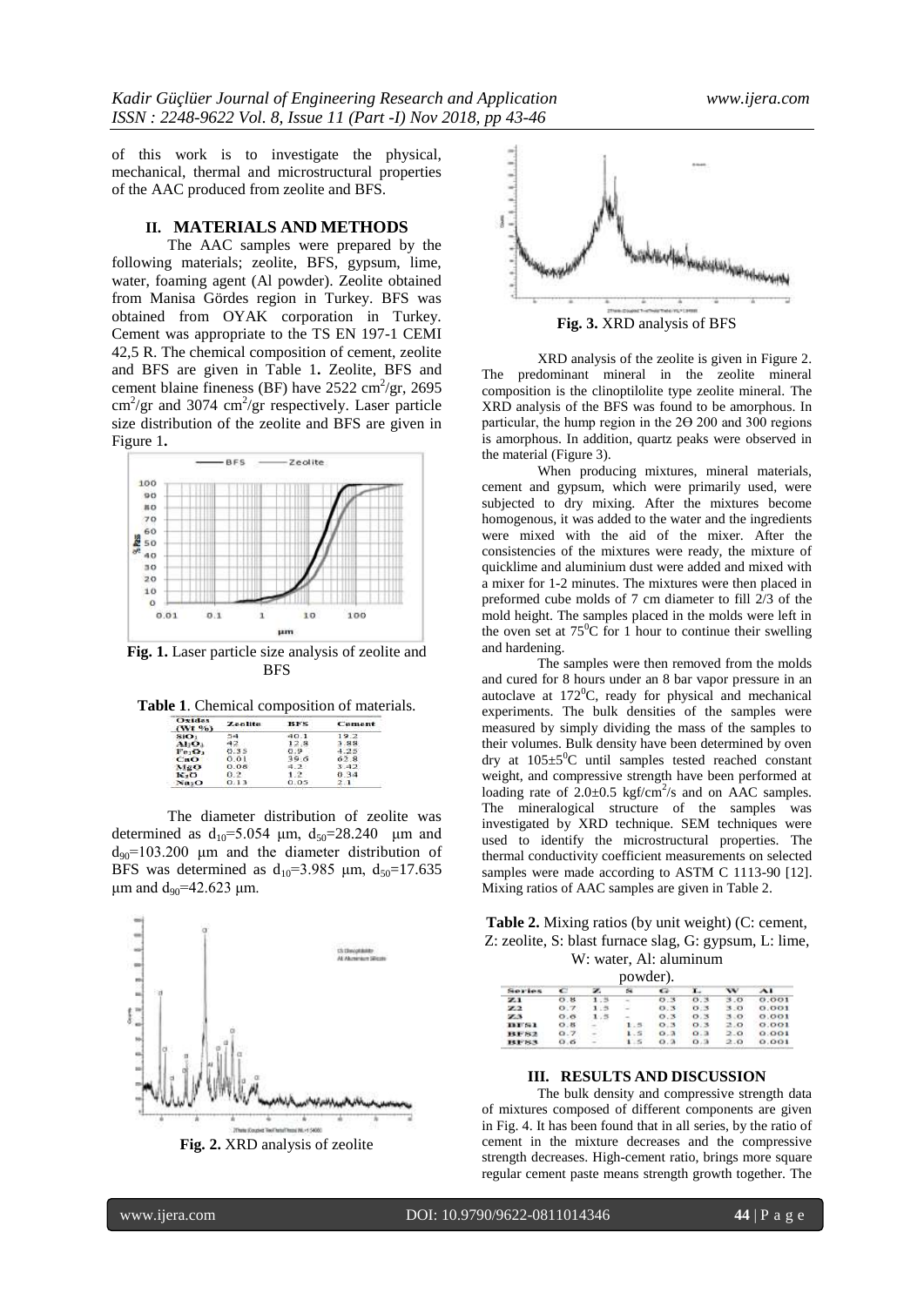of this work is to investigate the physical, mechanical, thermal and microstructural properties of the AAC produced from zeolite and BFS.

## II. MATERIALS AND METHODS

The AAC samples were prepared by the following materials; zeolite, BFS, gypsum, lime, water, foaming agent (Al powder). Zeolite obtained from Manisa Gördes region in Turkey. BFS was obtained from OYAK corporation in Turkey. Cement was appropriate to the TS EN 197-1 CEMI 42,5 R. The chemical composition of cement, zeolite and BFS are given in Table 1. Zeolite, BFS and cement blaine fineness (BF) have 2522 $cm^2/gr$, 2695 $cm^2/gr$ and 3074 $cm^2/gr$ respectively. Laser particle size distribution of the zeolite and BFS are given in Figure 1.

**Fig. 1.** Laser particle size analysis of zeolite and BFS

**Table 1**. Chemical composition of materials.

| Oxides (Wt %) | Zeolite | BFS | Cement |
|---|---|---|---|
| $SiO_2$ | 54 | 40.1 | 19.2 |
| $Al_2O_3$ | 42 | 12.8 | 3.88 |
| $Fe_2O_3$ | 0.35 | 0.9 | 4.25 |
| CaO | 0.01 | 39.6 | 62.8 |
| MgO | 0.08 | 4.2 | 3.42 |
| $K_2O$ | 0.2 | 1.2 | 0.34 |
| $Na_2O$ | 0.13 | 0.05 | 2.1 |

The diameter distribution of zeolite was determined as $d_{10}$=5.054 µm, $d_{50}$=28.240 µm and $d_{90}$=103.200 µm and the diameter distribution of BFS was determined as $d_{10}$=3.985 µm, $d_{50}$=17.635 µm and $d_{90}$=42.623 µm.

**Fig. 2.** XRD analysis of zeolite

**Fig. 3.** XRD analysis of BFS

XRD analysis of the zeolite is given in Figure 2. The predominant mineral in the zeolite mineral composition is the clinoptilolite type zeolite mineral. The XRD analysis of the BFS was found to be amorphous. In particular, the hump region in the 2Θ 200 and 300 regions is amorphous. In addition, quartz peaks were observed in the material (Figure 3).

When producing mixtures, mineral materials, cement and gypsum, which were primarily used, were subjected to dry mixing. After the mixtures become homogenous, it was added to the water and the ingredients were mixed with the aid of the mixer. After the consistencies of the mixtures were ready, the mixture of quicklime and aluminium dust were added and mixed with a mixer for 1-2 minutes. The mixtures were then placed in preformed cube molds of 7 cm diameter to fill 2/3 of the mold height. The samples placed in the molds were left in the oven set at 75$^0$C for 1 hour to continue their swelling and hardening.

The samples were then removed from the molds and cured for 8 hours under an 8 bar vapor pressure in an autoclave at 172$^0$C, ready for physical and mechanical experiments. The bulk densities of the samples were measured by simply dividing the mass of the samples to their volumes. Bulk density have been determined by oven dry at 105±5$^0$C until samples tested reached constant weight, and compressive strength have been performed at loading rate of 2.0±0.5 $kgf/cm^2/s$ and on AAC samples. The mineralogical structure of the samples was investigated by XRD technique. SEM techniques were used to identify the microstructural properties. The thermal conductivity coefficient measurements on selected samples were made according to ASTM C 1113-90 [12]. Mixing ratios of AAC samples are given in Table 2.

**Table 2.** Mixing ratios (by unit weight) (C: cement, Z: zeolite, S: blast furnace slag, G: gypsum, L: lime, W: water, Al: aluminum powder).

| Series | C | Z | S | G | L | W | Al |
|---|---|---|---|---|---|---|---|
| Z1 | 0.8 | 1.5 | - | 0.3 | 0.3 | 3.0 | 0.001 |
| Z2 | 0.7 | 1.5 | - | 0.3 | 0.3 | 3.0 | 0.001 |
| Z3 | 0.6 | 1.5 | - | 0.3 | 0.3 | 3.0 | 0.001 |
| BFS1 | 0.8 | - | 1.5 | 0.3 | 0.3 | 2.0 | 0.001 |
| BFS2 | 0.7 | - | 1.5 | 0.3 | 0.3 | 2.0 | 0.001 |
| BFS3 | 0.6 | - | 1.5 | 0.3 | 0.3 | 2.0 | 0.001 |

## III. RESULTS AND DISCUSSION

The bulk density and compressive strength data of mixtures composed of different components are given in Fig. 4. It has been found that in all series, by the ratio of cement in the mixture decreases and the compressive strength decreases. High-cement ratio, brings more square regular cement paste means strength growth together. The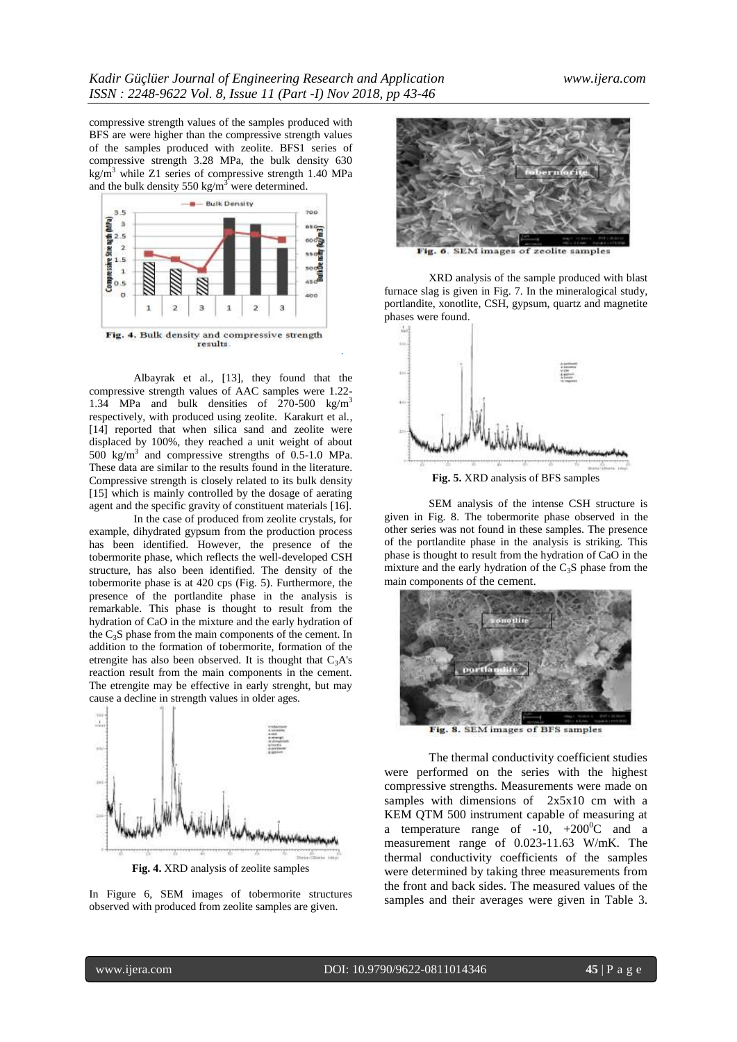compressive strength values of the samples produced with BFS are were higher than the compressive strength values of the samples produced with zeolite. BFS1 series of compressive strength 3.28 MPa, the bulk density 630 kg/m$^3$ while Z1 series of compressive strength 1.40 MPa and the bulk density 550 kg/m$^3$ were determined.

**Fig. 4.** Bulk density and compressive strength results

Albayrak et al., [13], they found that the compressive strength values of AAC samples were 1.22-1.34 MPa and bulk densities of 270-500 kg/m$^3$ respectively, with produced using zeolite. Karakurt et al., [14] reported that when silica sand and zeolite were displaced by 100%, they reached a unit weight of about 500 kg/m$^3$ and compressive strengths of 0.5-1.0 MPa. These data are similar to the results found in the literature. Compressive strength is closely related to its bulk density [15] which is mainly controlled by the dosage of aerating agent and the specific gravity of constituent materials [16].

In the case of produced from zeolite crystals, for example, dihydrated gypsum from the production process has been identified. However, the presence of the tobermorite phase, which reflects the well-developed CSH structure, has also been identified. The density of the tobermorite phase is at 420 cps (Fig. 5). Furthermore, the presence of the portlandite phase in the analysis is remarkable. This phase is thought to result from the hydration of CaO in the mixture and the early hydration of the $C_3S$ phase from the main components of the cement. In addition to the formation of tobermorite, formation of the etrengite has also been observed. It is thought that $C_3A$'s reaction result from the main components in the cement. The etrengite may be effective in early strenght, but may cause a decline in strength values in older ages.

**Fig. 4.** XRD analysis of zeolite samples

In Figure 6, SEM images of tobermorite structures observed with produced from zeolite samples are given.

**Fig. 6.** SEM images of zeolite samples

XRD analysis of the sample produced with blast furnace slag is given in Fig. 7. In the mineralogical study, portlandite, xonotlite, CSH, gypsum, quartz and magnetite phases were found.

**Fig. 5.** XRD analysis of BFS samples

SEM analysis of the intense CSH structure is given in Fig. 8. The tobermorite phase observed in the other series was not found in these samples. The presence of the portlandite phase in the analysis is striking. This phase is thought to result from the hydration of CaO in the mixture and the early hydration of the $C_3S$ phase from the main components of the cement.

**Fig. 8.** SEM images of BFS samples

The thermal conductivity coefficient studies were performed on the series with the highest compressive strengths. Measurements were made on samples with dimensions of 2x5x10 cm with a KEM QTM 500 instrument capable of measuring at a temperature range of -10, +200$^0$C and a measurement range of 0.023-11.63 W/mK. The thermal conductivity coefficients of the samples were determined by taking three measurements from the front and back sides. The measured values of the samples and their averages were given in Table 3.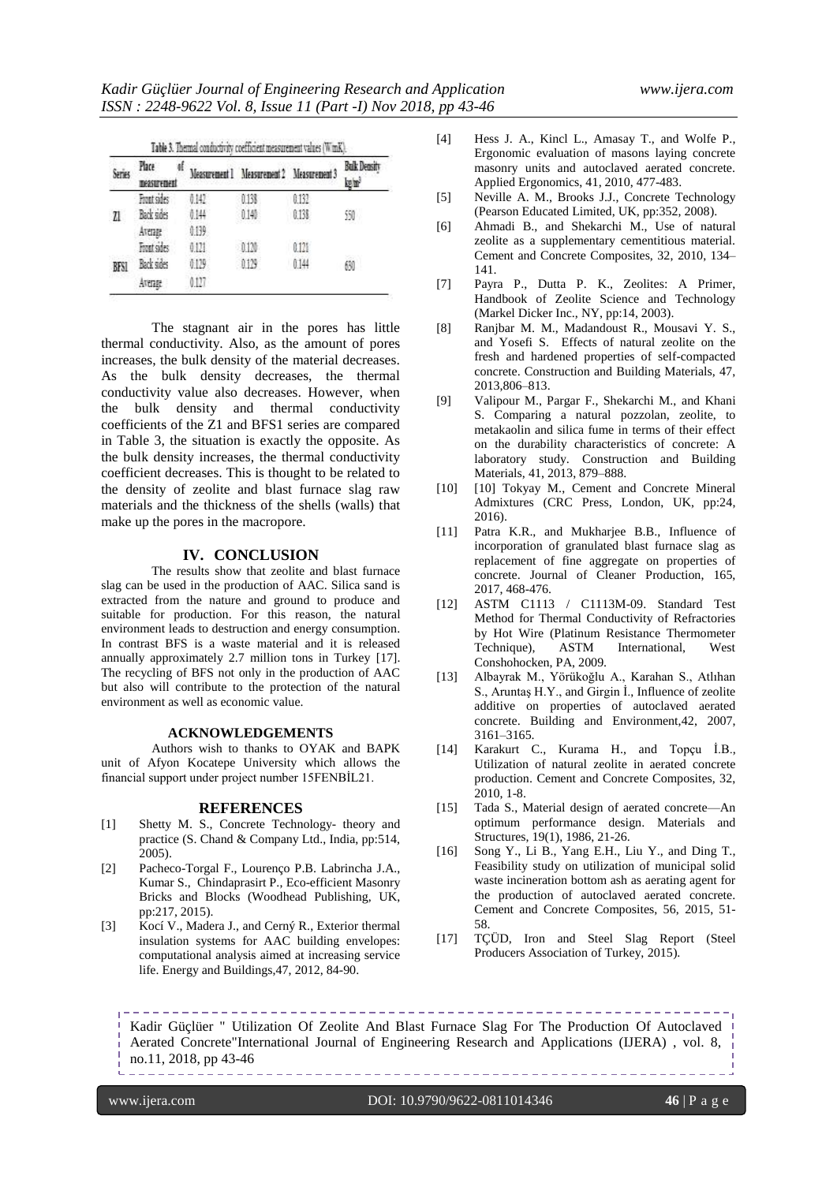Table 3. Thermal conductivity coefficient measurement values (W/mK).

| Series | Place of measurement | Measurement 1 | Measurement 2 | Measurement 3 | Bulk Density kg/m³ |
|---|---|---|---|---|---|
| Z1 | Front sides | 0.142 | 0.138 | 0.132 | 550 |
| | Back sides | 0.144 | 0.140 | 0.138 | |
| | Average | 0.139 | | | |
| BFS1 | Front sides | 0.121 | 0.120 | 0.121 | 650 |
| | Back sides | 0.129 | 0.129 | 0.144 | |
| | Average | 0.127 | | | |

The stagnant air in the pores has little thermal conductivity. Also, as the amount of pores increases, the bulk density of the material decreases. As the bulk density decreases, the thermal conductivity value also decreases. However, when the bulk density and thermal conductivity coefficients of the Z1 and BFS1 series are compared in Table 3, the situation is exactly the opposite. As the bulk density increases, the thermal conductivity coefficient decreases. This is thought to be related to the density of zeolite and blast furnace slag raw materials and the thickness of the shells (walls) that make up the pores in the macropore.

## IV. CONCLUSION

The results show that zeolite and blast furnace slag can be used in the production of AAC. Silica sand is extracted from the nature and ground to produce and suitable for production. For this reason, the natural environment leads to destruction and energy consumption. In contrast BFS is a waste material and it is released annually approximately 2.7 million tons in Turkey [17]. The recycling of BFS not only in the production of AAC but also will contribute to the protection of the natural environment as well as economic value.

### ACKNOWLEDGEMENTS

Authors wish to thanks to OYAK and BAPK unit of Afyon Kocatepe University which allows the financial support under project number 15FENBİL21.

### REFERENCES

[1] Shetty M. S., Concrete Technology- theory and practice (S. Chand & Company Ltd., India, pp:514, 2005).

[2] Pacheco-Torgal F., Lourenço P.B. Labrincha J.A., Kumar S., Chindaprasirt P., Eco-efficient Masonry Bricks and Blocks (Woodhead Publishing, UK, pp:217, 2015).

[3] Kocí V., Madera J., and Cerný R., Exterior thermal insulation systems for AAC building envelopes: computational analysis aimed at increasing service life. Energy and Buildings,47, 2012, 84-90.

[4] Hess J. A., Kincl L., Amasay T., and Wolfe P., Ergonomic evaluation of masons laying concrete masonry units and autoclaved aerated concrete. Applied Ergonomics, 41, 2010, 477-483.

[5] Neville A. M., Brooks J.J., Concrete Technology (Pearson Educated Limited, UK, pp:352, 2008).

[6] Ahmadi B., and Shekarchi M., Use of natural zeolite as a supplementary cementitious material. Cement and Concrete Composites, 32, 2010, 134–141.

[7] Payra P., Dutta P. K., Zeolites: A Primer, Handbook of Zeolite Science and Technology (Markel Dicker Inc., NY, pp:14, 2003).

[8] Ranjbar M. M., Madandoust R., Mousavi Y. S., and Yosefi S. Effects of natural zeolite on the fresh and hardened properties of self-compacted concrete. Construction and Building Materials, 47, 2013,806–813.

[9] Valipour M., Pargar F., Shekarchi M., and Khani S. Comparing a natural pozzolan, zeolite, to metakaolin and silica fume in terms of their effect on the durability characteristics of concrete: A laboratory study. Construction and Building Materials, 41, 2013, 879–888.

[10] [10] Tokyay M., Cement and Concrete Mineral Admixtures (CRC Press, London, UK, pp:24, 2016).

[11] Patra K.R., and Mukharjee B.B., Influence of incorporation of granulated blast furnace slag as replacement of fine aggregate on properties of concrete. Journal of Cleaner Production, 165, 2017, 468-476.

[12] ASTM C1113 / C1113M-09. Standard Test Method for Thermal Conductivity of Refractories by Hot Wire (Platinum Resistance Thermometer Technique), ASTM International, West Conshohocken, PA, 2009.

[13] Albayrak M., Yörükoğlu A., Karahan S., Atlıhan S., Aruntaş H.Y., and Girgin İ., Influence of zeolite additive on properties of autoclaved aerated concrete. Building and Environment,42, 2007, 3161–3165.

[14] Karakurt C., Kurama H., and Topçu İ.B., Utilization of natural zeolite in aerated concrete production. Cement and Concrete Composites, 32, 2010, 1-8.

[15] Tada S., Material design of aerated concrete—An optimum performance design. Materials and Structures, 19(1), 1986, 21-26.

[16] Song Y., Li B., Yang E.H., Liu Y., and Ding T., Feasibility study on utilization of municipal solid waste incineration bottom ash as aerating agent for the production of autoclaved aerated concrete. Cement and Concrete Composites, 56, 2015, 51-58.

[17] TÇÜD, Iron and Steel Slag Report (Steel Producers Association of Turkey, 2015).

Kadir Güçlüer " Utilization Of Zeolite And Blast Furnace Slag For The Production Of Autoclaved Aerated Concrete"International Journal of Engineering Research and Applications (IJERA) , vol. 8, no.11, 2018, pp 43-46